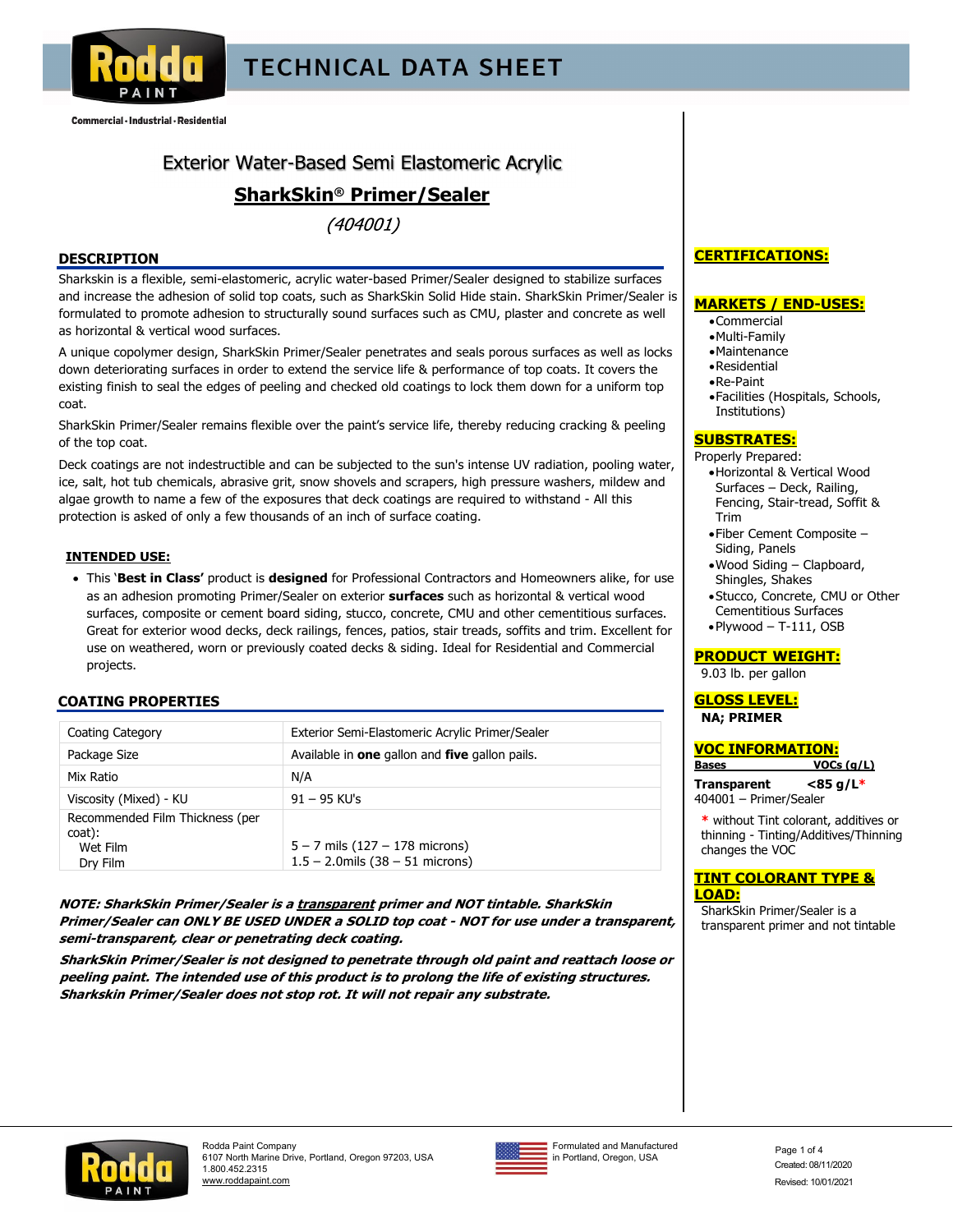# TECHNICAL DATA SHEET

Commercial · Industrial · Residential

## Exterior Water-Based Semi Elastomeric Acrylic

## SharkSkin® Primer/Sealer

*(404001)*

### DESCRIPTION

Sharkskin is a flexible, semi-elastomeric, acrylic water-based Primer/Sealer designed to stabilize surfaces and increase the adhesion of solid top coats, such as SharkSkin Solid Hide stain. SharkSkin Primer/Sealer is formulated to promote adhesion to structurally sound surfaces such as CMU, plaster and concrete as well as horizontal & vertical wood surfaces.

A unique copolymer design, SharkSkin Primer/Sealer penetrates and seals porous surfaces as well as locks down deteriorating surfaces in order to extend the service life & performance of top coats. It covers the existing finish to seal the edges of peeling and checked old coatings to lock them down for a uniform top coat.

SharkSkin Primer/Sealer remains flexible over the paint's service life, thereby reducing cracking & peeling of the top coat.

Deck coatings are not indestructible and can be subjected to the sun's intense UV radiation, pooling water, ice, salt, hot tub chemicals, abrasive grit, snow shovels and scrapers, high pressure washers, mildew and algae growth to name a few of the exposures that deck coatings are required to withstand - All this protection is asked of only a few thousands of an inch of surface coating.

#### INTENDED USE:

- This '**Best in Class'** product is **designed** for Professional Contractors and Homeowners alike, for use as an adhesion promoting Primer/Sealer on exterior **surfaces** such as horizontal & vertical wood surfaces, composite or cement board siding, stucco, concrete, CMU and other cementitious surfaces. Great for exterior wood decks, deck railings, fences, patios, stair treads, soffits and trim. Excellent for use on weathered, worn or previously coated decks & siding. Ideal for Residential and Commercial projects.

### COATING PROPERTIES

| Property | Value |
|---|---|
| Coating Category | Exterior Semi-Elastomeric Acrylic Primer/Sealer |
| Package Size | Available in **one** gallon and **five** gallon pails. |
| Mix Ratio | N/A |
| Viscosity (Mixed) - KU | 91 – 95 KU's |
| Recommended Film Thickness (per coat): Wet Film / Dry Film | 5 – 7 mils (127 – 178 microns) / 1.5 – 2.0mils (38 – 51 microns) |

***NOTE: SharkSkin Primer/Sealer is a transparent primer and NOT tintable. SharkSkin Primer/Sealer can ONLY BE USED UNDER a SOLID top coat - NOT for use under a transparent, semi-transparent, clear or penetrating deck coating.***

***SharkSkin Primer/Sealer is not designed to penetrate through old paint and reattach loose or peeling paint. The intended use of this product is to prolong the life of existing structures. Sharkskin Primer/Sealer does not stop rot. It will not repair any substrate.***

### CERTIFICATIONS:

### MARKETS / END-USES:

- Commercial
- Multi-Family
- Maintenance
- Residential
- Re-Paint
- Facilities (Hospitals, Schools, Institutions)

### SUBSTRATES:

Properly Prepared:

- Horizontal & Vertical Wood Surfaces – Deck, Railing, Fencing, Stair-tread, Soffit & Trim
- Fiber Cement Composite – Siding, Panels
- Wood Siding – Clapboard, Shingles, Shakes
- Stucco, Concrete, CMU or Other Cementitious Surfaces
- Plywood – T-111, OSB

### PRODUCT WEIGHT:

9.03 lb. per gallon

### GLOSS LEVEL:

**NA; PRIMER**

### VOC INFORMATION:

| Bases | VOCs (g/L) |
|---|---|
| **Transparent** 404001 – Primer/Sealer | **<85 g/L*** |

\* without Tint colorant, additives or thinning - Tinting/Additives/Thinning changes the VOC

### TINT COLORANT TYPE & LOAD:

SharkSkin Primer/Sealer is a transparent primer and not tintable

Rodda Paint Company
6107 North Marine Drive, Portland, Oregon 97203, USA
1.800.452.2315
www.roddapaint.com

Formulated and Manufactured in Portland, Oregon, USA

Created: 08/11/2020
Revised: 10/01/2021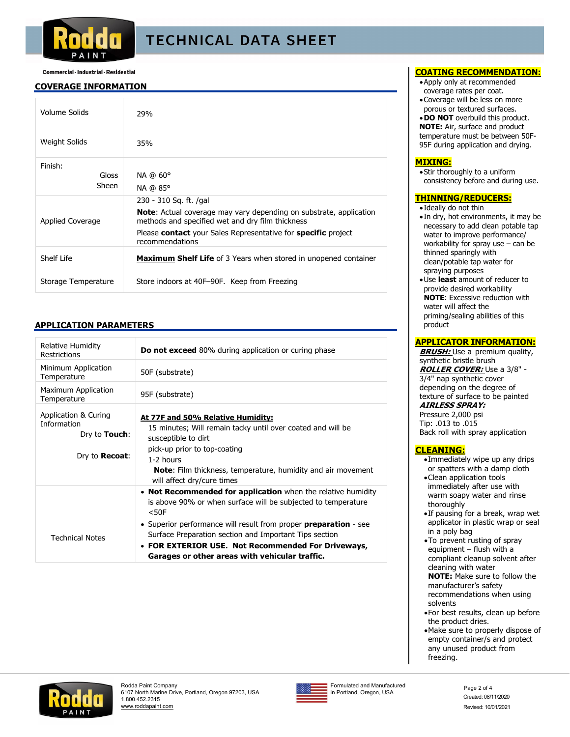# TECHNICAL DATA SHEET

Commercial · Industrial · Residential

## COVERAGE INFORMATION

| | |
|---|---|
| Volume Solids | 29% |
| Weight Solids | 35% |
| Finish: Gloss<br>Sheen | NA @ 60°<br>NA @ 85° |
| Applied Coverage | 230 - 310 Sq. ft. /gal<br>**Note**: Actual coverage may vary depending on substrate, application methods and specified wet and dry film thickness<br>Please **contact** your Sales Representative for **specific** project recommendations |
| Shelf Life | **Maximum Shelf Life** of 3 Years when stored in unopened container |
| Storage Temperature | Store indoors at 40F–90F. Keep from Freezing |

## APPLICATION PARAMETERS

| | |
|---|---|
| Relative Humidity Restrictions | **Do not exceed** 80% during application or curing phase |
| Minimum Application Temperature | 50F (substrate) |
| Maximum Application Temperature | 95F (substrate) |
| Application & Curing Information<br>Dry to **Touch**:<br>Dry to **Recoat**: | **At 77F and 50% Relative Humidity:**<br>15 minutes; Will remain tacky until over coated and will be susceptible to dirt pick-up prior to top-coating<br>1-2 hours<br>**Note**: Film thickness, temperature, humidity and air movement will affect dry/cure times |
| Technical Notes | • **Not Recommended for application** when the relative humidity is above 90% or when surface will be subjected to temperature <50F<br>• Superior performance will result from proper **preparation** - see Surface Preparation section and Important Tips section<br>• **FOR EXTERIOR USE. Not Recommended For Driveways, Garages or other areas with vehicular traffic.** |

## COATING RECOMMENDATION:

- Apply only at recommended coverage rates per coat.
- Coverage will be less on more porous or textured surfaces.
- **DO NOT** overbuild this product.

**NOTE:** Air, surface and product temperature must be between 50F-95F during application and drying.

## MIXING:

- Stir thoroughly to a uniform consistency before and during use.

## THINNING/REDUCERS:

- Ideally do not thin
- In dry, hot environments, it may be necessary to add clean potable tap water to improve performance/ workability for spray use – can be thinned sparingly with clean/potable tap water for spraying purposes
- Use **least** amount of reducer to provide desired workability

  **NOTE**: Excessive reduction with water will affect the priming/sealing abilities of this product

## APPLICATOR INFORMATION:

***BRUSH:*** Use a premium quality, synthetic bristle brush

***ROLLER COVER:*** Use a 3/8" - 3/4" nap synthetic cover depending on the degree of texture of surface to be painted

***AIRLESS SPRAY:***
Pressure 2,000 psi
Tip: .013 to .015
Back roll with spray application

## CLEANING:

- Immediately wipe up any drips or spatters with a damp cloth
- Clean application tools immediately after use with warm soapy water and rinse thoroughly
- If pausing for a break, wrap wet applicator in plastic wrap or seal in a poly bag
- To prevent rusting of spray equipment – flush with a compliant cleanup solvent after cleaning with water

  **NOTE:** Make sure to follow the manufacturer's safety recommendations when using solvents
- For best results, clean up before the product dries.
- Make sure to properly dispose of empty container/s and protect any unused product from freezing.

Rodda Paint Company
6107 North Marine Drive, Portland, Oregon 97203, USA
1.800.452.2315
www.roddapaint.com

Formulated and Manufactured in Portland, Oregon, USA

Created: 08/11/2020
Revised: 10/01/2021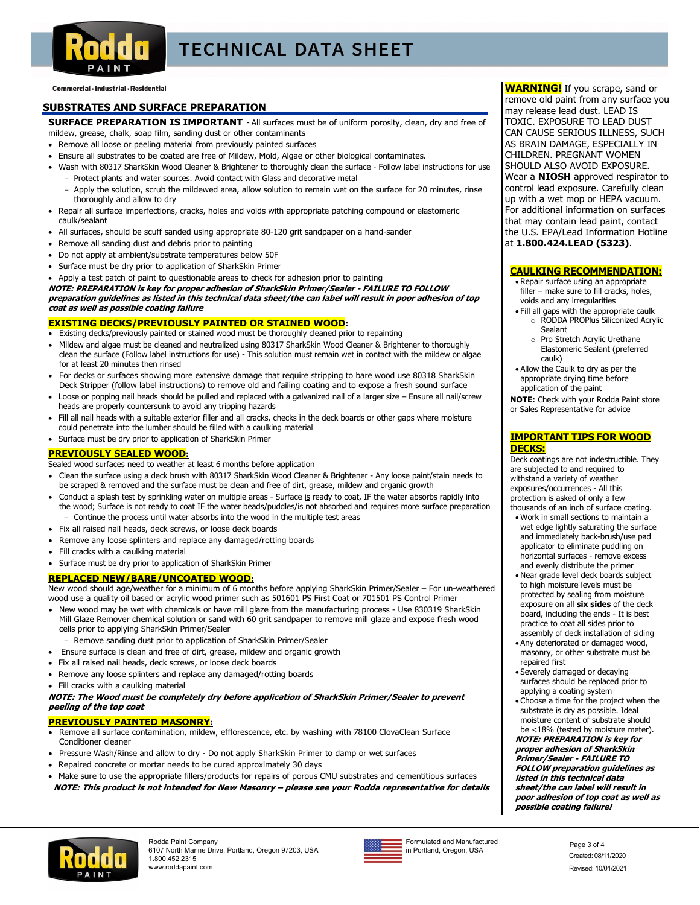Commercial · Industrial · Residential

## SUBSTRATES AND SURFACE PREPARATION

**SURFACE PREPARATION IS IMPORTANT** - All surfaces must be of uniform porosity, clean, dry and free of mildew, grease, chalk, soap film, sanding dust or other contaminants

- Remove all loose or peeling material from previously painted surfaces
- Ensure all substrates to be coated are free of Mildew, Mold, Algae or other biological contaminates.
- Wash with 80317 SharkSkin Wood Cleaner & Brightener to thoroughly clean the surface - Follow label instructions for use
  - Protect plants and water sources. Avoid contact with Glass and decorative metal
  - Apply the solution, scrub the mildewed area, allow solution to remain wet on the surface for 20 minutes, rinse thoroughly and allow to dry
- Repair all surface imperfections, cracks, holes and voids with appropriate patching compound or elastomeric caulk/sealant
- All surfaces, should be scuff sanded using appropriate 80-120 grit sandpaper on a hand-sander
- Remove all sanding dust and debris prior to painting
- Do not apply at ambient/substrate temperatures below 50F
- Surface must be dry prior to application of SharkSkin Primer
- Apply a test patch of paint to questionable areas to check for adhesion prior to painting

***NOTE: PREPARATION is key for proper adhesion of SharkSkin Primer/Sealer - FAILURE TO FOLLOW preparation guidelines as listed in this technical data sheet/the can label will result in poor adhesion of top coat as well as possible coating failure***

### EXISTING DECKS/PREVIOUSLY PAINTED OR STAINED WOOD:

- Existing decks/previously painted or stained wood must be thoroughly cleaned prior to repainting
- Mildew and algae must be cleaned and neutralized using 80317 SharkSkin Wood Cleaner & Brightener to thoroughly clean the surface (Follow label instructions for use) - This solution must remain wet in contact with the mildew or algae for at least 20 minutes then rinsed
- For decks or surfaces showing more extensive damage that require stripping to bare wood use 80318 SharkSkin Deck Stripper (follow label instructions) to remove old and failing coating and to expose a fresh sound surface
- Loose or popping nail heads should be pulled and replaced with a galvanized nail of a larger size – Ensure all nail/screw heads are properly countersunk to avoid any tripping hazards
- Fill all nail heads with a suitable exterior filler and all cracks, checks in the deck boards or other gaps where moisture could penetrate into the lumber should be filled with a caulking material
- Surface must be dry prior to application of SharkSkin Primer

### PREVIOUSLY SEALED WOOD:

Sealed wood surfaces need to weather at least 6 months before application

- Clean the surface using a deck brush with 80317 SharkSkin Wood Cleaner & Brightener - Any loose paint/stain needs to be scraped & removed and the surface must be clean and free of dirt, grease, mildew and organic growth
- Conduct a splash test by sprinkling water on multiple areas - Surface is ready to coat, IF the water absorbs rapidly into the wood; Surface is not ready to coat IF the water beads/puddles/is not absorbed and requires more surface preparation
  - Continue the process until water absorbs into the wood in the multiple test areas
- Fix all raised nail heads, deck screws, or loose deck boards
- Remove any loose splinters and replace any damaged/rotting boards
- Fill cracks with a caulking material
- Surface must be dry prior to application of SharkSkin Primer

### REPLACED NEW/BARE/UNCOATED WOOD:

New wood should age/weather for a minimum of 6 months before applying SharkSkin Primer/Sealer – For un-weathered wood use a quality oil based or acrylic wood primer such as 501601 PS First Coat or 701501 PS Control Primer

- New wood may be wet with chemicals or have mill glaze from the manufacturing process - Use 830319 SharkSkin Mill Glaze Remover chemical solution or sand with 60 grit sandpaper to remove mill glaze and expose fresh wood cells prior to applying SharkSkin Primer/Sealer
  - Remove sanding dust prior to application of SharkSkin Primer/Sealer
- Ensure surface is clean and free of dirt, grease, mildew and organic growth
- Fix all raised nail heads, deck screws, or loose deck boards
- Remove any loose splinters and replace any damaged/rotting boards
- Fill cracks with a caulking material

***NOTE: The Wood must be completely dry before application of SharkSkin Primer/Sealer to prevent peeling of the top coat***

### PREVIOUSLY PAINTED MASONRY:

- Remove all surface contamination, mildew, efflorescence, etc. by washing with 78100 ClovaClean Surface Conditioner cleaner
- Pressure Wash/Rinse and allow to dry - Do not apply SharkSkin Primer to damp or wet surfaces
- Repaired concrete or mortar needs to be cured approximately 30 days
- Make sure to use the appropriate fillers/products for repairs of porous CMU substrates and cementitious surfaces

***NOTE: This product is not intended for New Masonry – please see your Rodda representative for details***

**WARNING!** If you scrape, sand or remove old paint from any surface you may release lead dust. LEAD IS TOXIC. EXPOSURE TO LEAD DUST CAN CAUSE SERIOUS ILLNESS, SUCH AS BRAIN DAMAGE, ESPECIALLY IN CHILDREN. PREGNANT WOMEN SHOULD ALSO AVOID EXPOSURE. Wear a **NIOSH** approved respirator to control lead exposure. Carefully clean up with a wet mop or HEPA vacuum. For additional information on surfaces that may contain lead paint, contact the U.S. EPA/Lead Information Hotline at **1.800.424.LEAD (5323)**.

### CAULKING RECOMMENDATION:

- Repair surface using an appropriate filler – make sure to fill cracks, holes, voids and any irregularities
- Fill all gaps with the appropriate caulk
  - RODDA PROPlus Siliconized Acrylic Sealant
  - Pro Stretch Acrylic Urethane Elastomeric Sealant (preferred caulk)
- Allow the Caulk to dry as per the appropriate drying time before application of the paint

**NOTE:** Check with your Rodda Paint store or Sales Representative for advice

### IMPORTANT TIPS FOR WOOD DECKS:

Deck coatings are not indestructible. They are subjected to and required to withstand a variety of weather exposures/occurrences - All this protection is asked of only a few thousands of an inch of surface coating.

- Work in small sections to maintain a wet edge lightly saturating the surface and immediately back-brush/use pad applicator to eliminate puddling on horizontal surfaces - remove excess and evenly distribute the primer
- Near grade level deck boards subject to high moisture levels must be protected by sealing from moisture exposure on all **six sides** of the deck board, including the ends - It is best practice to coat all sides prior to assembly of deck installation of siding
- Any deteriorated or damaged wood, masonry, or other substrate must be repaired first
- Severely damaged or decaying surfaces should be replaced prior to applying a coating system
- Choose a time for the project when the substrate is dry as possible. Ideal moisture content of substrate should be <18% (tested by moisture meter).

***NOTE: PREPARATION is key for proper adhesion of SharkSkin Primer/Sealer - FAILURE TO FOLLOW preparation guidelines as listed in this technical data sheet/the can label will result in poor adhesion of top coat as well as possible coating failure!***

Rodda Paint Company
6107 North Marine Drive, Portland, Oregon 97203, USA
1.800.452.2315
www.roddapaint.com

Formulated and Manufactured in Portland, Oregon, USA

Created: 08/11/2020
Revised: 10/01/2021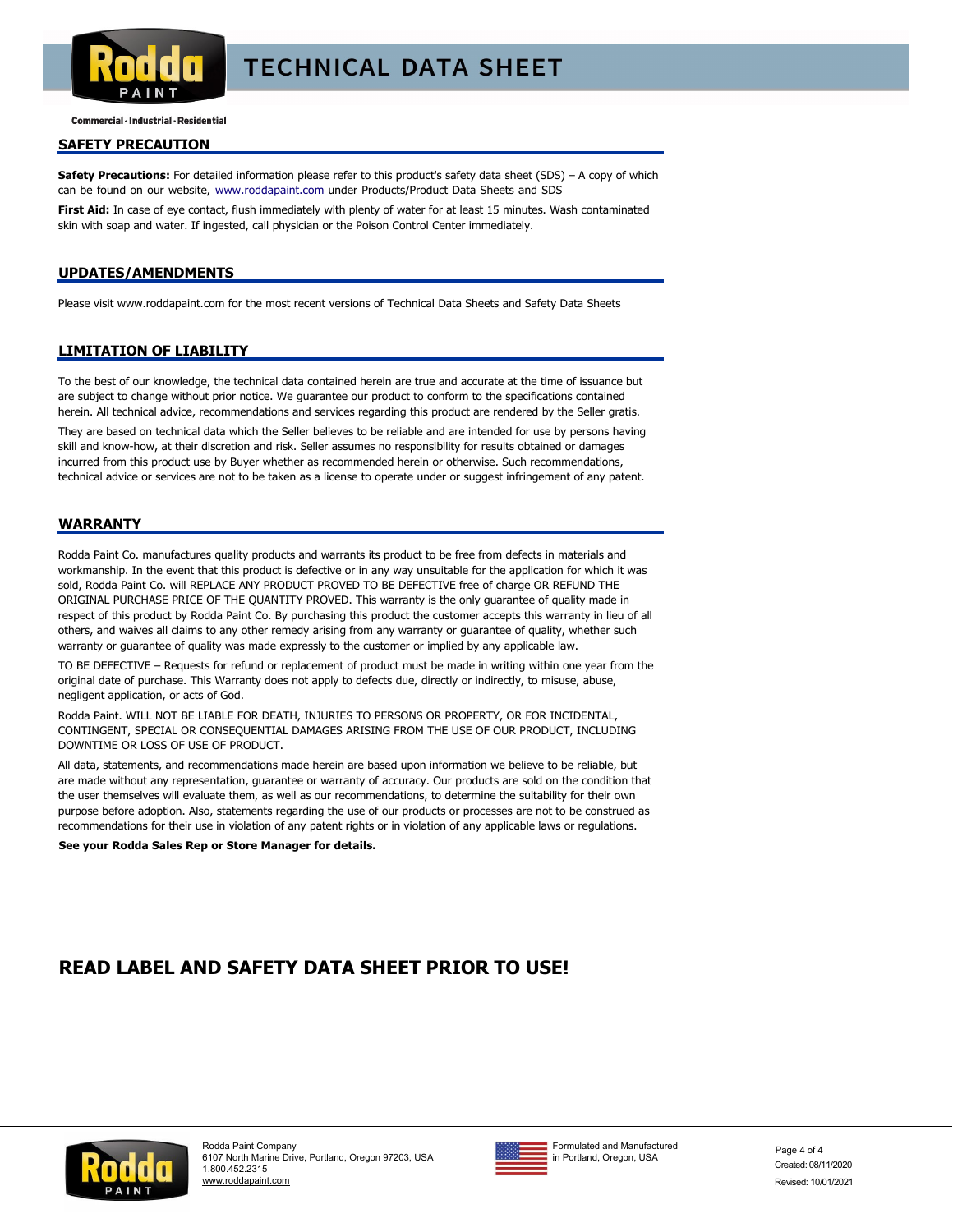## SAFETY PRECAUTION

**Safety Precautions:** For detailed information please refer to this product's safety data sheet (SDS) – A copy of which can be found on our website, www.roddapaint.com under Products/Product Data Sheets and SDS

**First Aid:** In case of eye contact, flush immediately with plenty of water for at least 15 minutes. Wash contaminated skin with soap and water. If ingested, call physician or the Poison Control Center immediately.

## UPDATES/AMENDMENTS

Please visit www.roddapaint.com for the most recent versions of Technical Data Sheets and Safety Data Sheets

## LIMITATION OF LIABILITY

To the best of our knowledge, the technical data contained herein are true and accurate at the time of issuance but are subject to change without prior notice. We guarantee our product to conform to the specifications contained herein. All technical advice, recommendations and services regarding this product are rendered by the Seller gratis.

They are based on technical data which the Seller believes to be reliable and are intended for use by persons having skill and know-how, at their discretion and risk. Seller assumes no responsibility for results obtained or damages incurred from this product use by Buyer whether as recommended herein or otherwise. Such recommendations, technical advice or services are not to be taken as a license to operate under or suggest infringement of any patent.

## WARRANTY

Rodda Paint Co. manufactures quality products and warrants its product to be free from defects in materials and workmanship. In the event that this product is defective or in any way unsuitable for the application for which it was sold, Rodda Paint Co. will REPLACE ANY PRODUCT PROVED TO BE DEFECTIVE free of charge OR REFUND THE ORIGINAL PURCHASE PRICE OF THE QUANTITY PROVED. This warranty is the only guarantee of quality made in respect of this product by Rodda Paint Co. By purchasing this product the customer accepts this warranty in lieu of all others, and waives all claims to any other remedy arising from any warranty or guarantee of quality, whether such warranty or guarantee of quality was made expressly to the customer or implied by any applicable law.

TO BE DEFECTIVE – Requests for refund or replacement of product must be made in writing within one year from the original date of purchase. This Warranty does not apply to defects due, directly or indirectly, to misuse, abuse, negligent application, or acts of God.

Rodda Paint. WILL NOT BE LIABLE FOR DEATH, INJURIES TO PERSONS OR PROPERTY, OR FOR INCIDENTAL, CONTINGENT, SPECIAL OR CONSEQUENTIAL DAMAGES ARISING FROM THE USE OF OUR PRODUCT, INCLUDING DOWNTIME OR LOSS OF USE OF PRODUCT.

All data, statements, and recommendations made herein are based upon information we believe to be reliable, but are made without any representation, guarantee or warranty of accuracy. Our products are sold on the condition that the user themselves will evaluate them, as well as our recommendations, to determine the suitability for their own purpose before adoption. Also, statements regarding the use of our products or processes are not to be construed as recommendations for their use in violation of any patent rights or in violation of any applicable laws or regulations.

**See your Rodda Sales Rep or Store Manager for details.**

# READ LABEL AND SAFETY DATA SHEET PRIOR TO USE!

Rodda Paint Company
6107 North Marine Drive, Portland, Oregon 97203, USA
1.800.452.2315
www.roddapaint.com

Formulated and Manufactured in Portland, Oregon, USA

Created: 08/11/2020
Revised: 10/01/2021